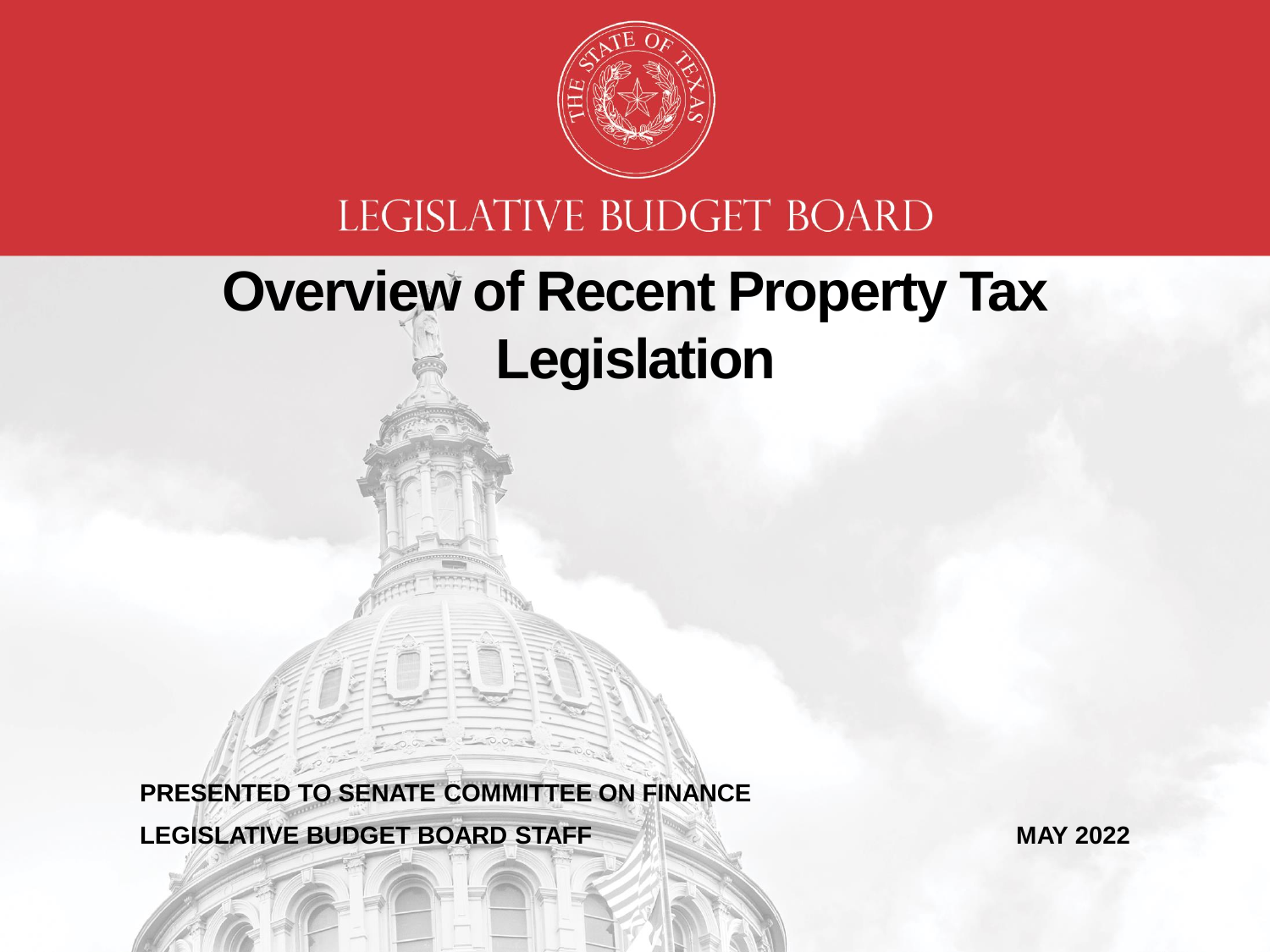LEGISLATIVE BUDGET BOARD

# Overview of Recent Property Tax Legislation

**PRESENTED TO SENATE COMMITTEE ON FINANCE**

**LEGISLATIVE BUDGET BOARD STAFF**

**MAY 2022**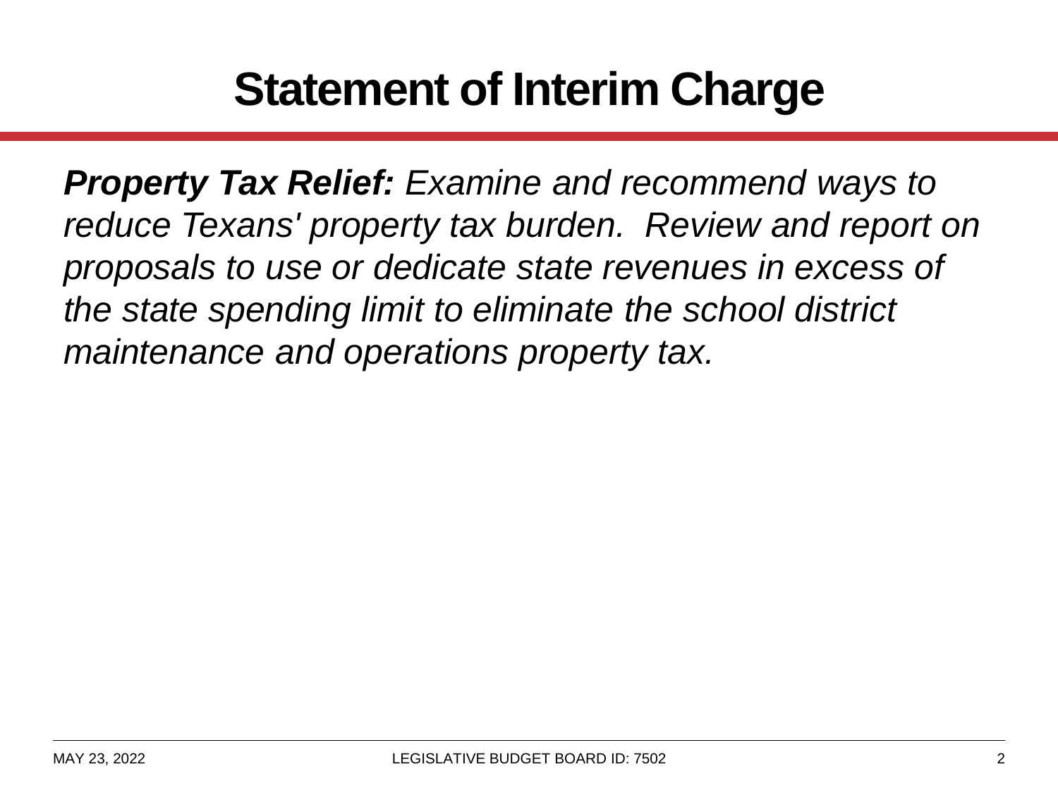# Statement of Interim Charge

***Property Tax Relief:*** *Examine and recommend ways to reduce Texans' property tax burden. Review and report on proposals to use or dedicate state revenues in excess of the state spending limit to eliminate the school district maintenance and operations property tax.*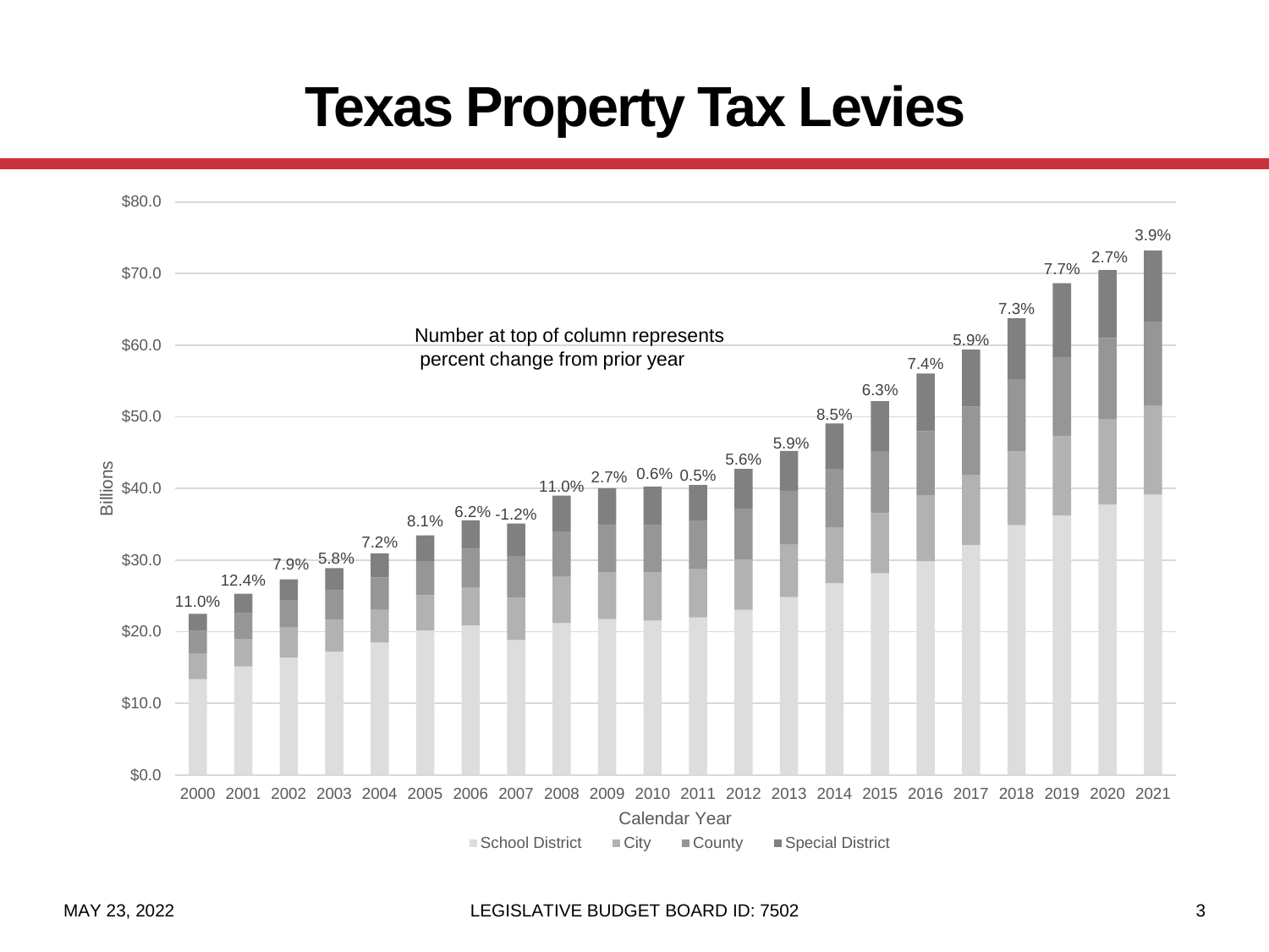# Texas Property Tax Levies

Number at top of column represents percent change from prior year

| Calendar Year | Percent change from prior year |
|---|---|
| 2000 | 11.0% |
| 2001 | 12.4% |
| 2002 | 7.9% |
| 2003 | 5.8% |
| 2004 | 7.2% |
| 2005 | 8.1% |
| 2006 | 6.2% |
| 2007 | -1.2% |
| 2008 | 11.0% |
| 2009 | 2.7% |
| 2010 | 0.6% |
| 2011 | 0.5% |
| 2012 | 5.6% |
| 2013 | 5.9% |
| 2014 | 8.5% |
| 2015 | 6.3% |
| 2016 | 7.4% |
| 2017 | 5.9% |
| 2018 | 7.3% |
| 2019 | 7.7% |
| 2020 | 2.7% |
| 2021 | 3.9% |

Billions ($0.0 – $80.0)

Calendar Year

School District | City | County | Special District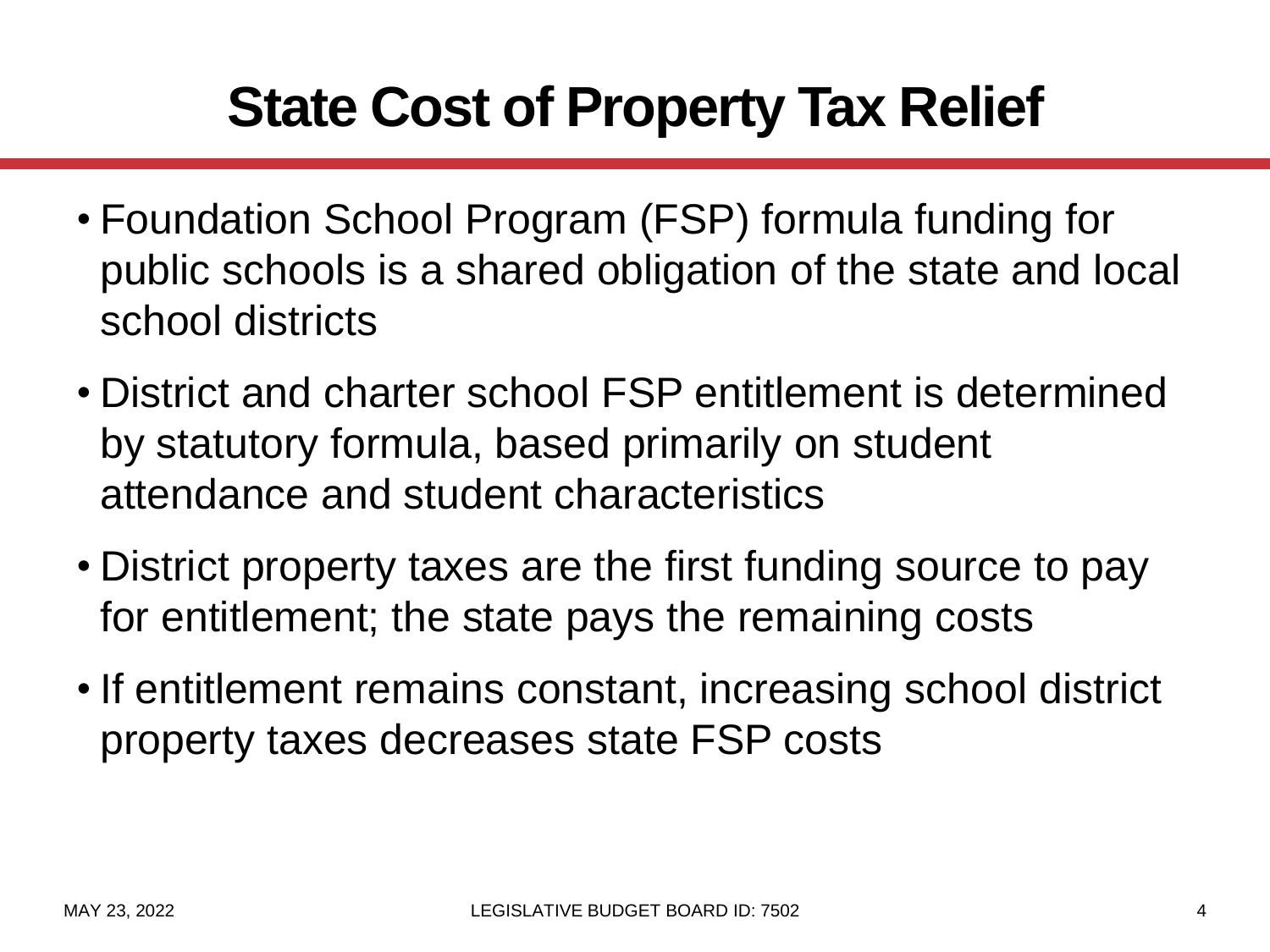# State Cost of Property Tax Relief

- Foundation School Program (FSP) formula funding for public schools is a shared obligation of the state and local school districts
- District and charter school FSP entitlement is determined by statutory formula, based primarily on student attendance and student characteristics
- District property taxes are the first funding source to pay for entitlement; the state pays the remaining costs
- If entitlement remains constant, increasing school district property taxes decreases state FSP costs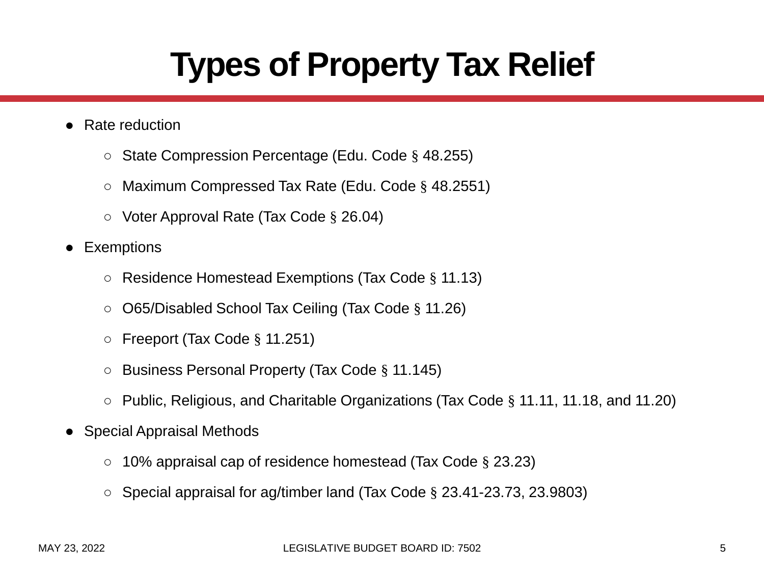# Types of Property Tax Relief

- Rate reduction
  - State Compression Percentage (Edu. Code § 48.255)
  - Maximum Compressed Tax Rate (Edu. Code § 48.2551)
  - Voter Approval Rate (Tax Code § 26.04)
- Exemptions
  - Residence Homestead Exemptions (Tax Code § 11.13)
  - O65/Disabled School Tax Ceiling (Tax Code § 11.26)
  - Freeport (Tax Code § 11.251)
  - Business Personal Property (Tax Code § 11.145)
  - Public, Religious, and Charitable Organizations (Tax Code § 11.11, 11.18, and 11.20)
- Special Appraisal Methods
  - 10% appraisal cap of residence homestead (Tax Code § 23.23)
  - Special appraisal for ag/timber land (Tax Code § 23.41-23.73, 23.9803)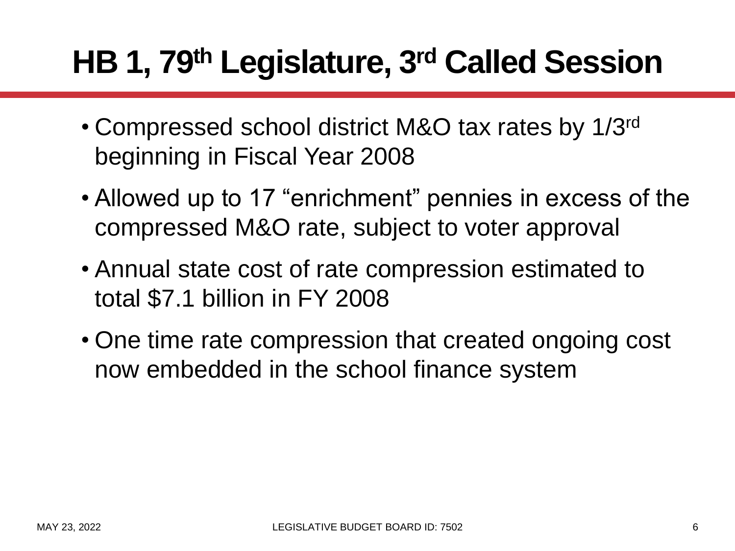# HB 1, 79th Legislature, 3rd Called Session

- Compressed school district M&O tax rates by 1/3rd beginning in Fiscal Year 2008
- Allowed up to 17 “enrichment” pennies in excess of the compressed M&O rate, subject to voter approval
- Annual state cost of rate compression estimated to total $7.1 billion in FY 2008
- One time rate compression that created ongoing cost now embedded in the school finance system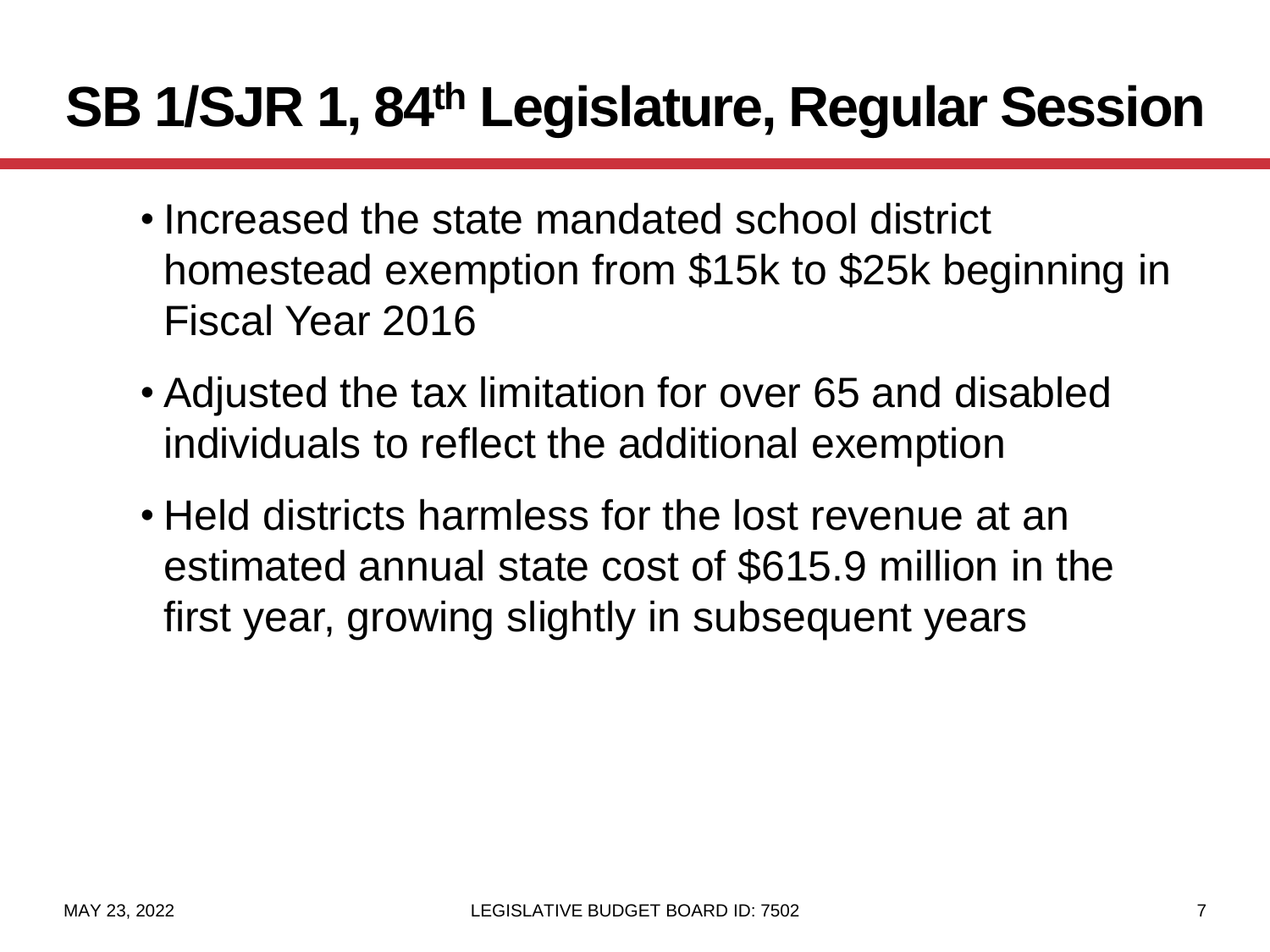# SB 1/SJR 1, 84th Legislature, Regular Session

- Increased the state mandated school district homestead exemption from $15k to $25k beginning in Fiscal Year 2016
- Adjusted the tax limitation for over 65 and disabled individuals to reflect the additional exemption
- Held districts harmless for the lost revenue at an estimated annual state cost of $615.9 million in the first year, growing slightly in subsequent years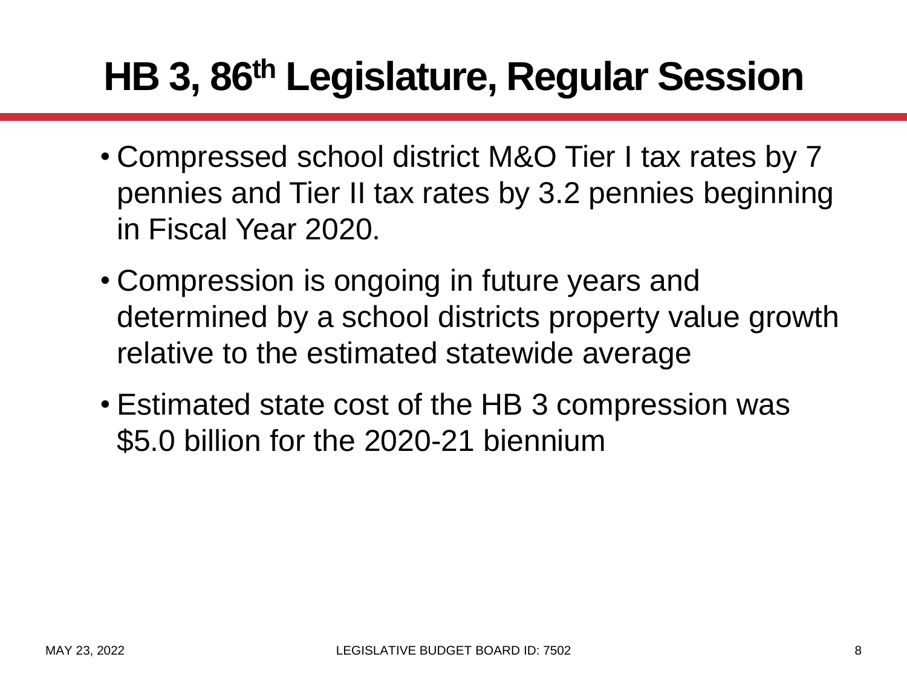# HB 3, 86th Legislature, Regular Session

- Compressed school district M&O Tier I tax rates by 7 pennies and Tier II tax rates by 3.2 pennies beginning in Fiscal Year 2020.
- Compression is ongoing in future years and determined by a school districts property value growth relative to the estimated statewide average
- Estimated state cost of the HB 3 compression was $5.0 billion for the 2020-21 biennium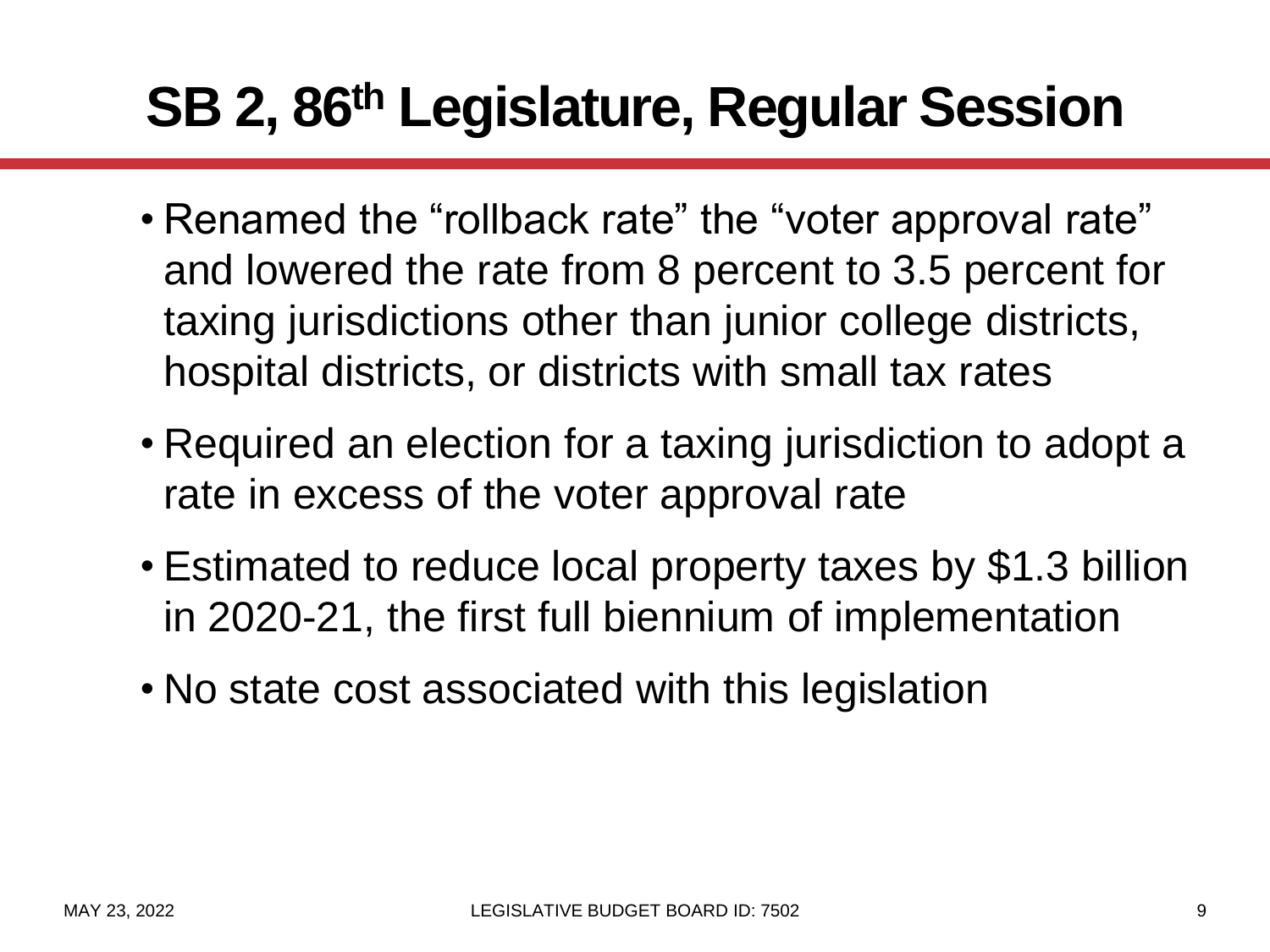# SB 2, 86th Legislature, Regular Session

- Renamed the "rollback rate" the "voter approval rate" and lowered the rate from 8 percent to 3.5 percent for taxing jurisdictions other than junior college districts, hospital districts, or districts with small tax rates
- Required an election for a taxing jurisdiction to adopt a rate in excess of the voter approval rate
- Estimated to reduce local property taxes by $1.3 billion in 2020-21, the first full biennium of implementation
- No state cost associated with this legislation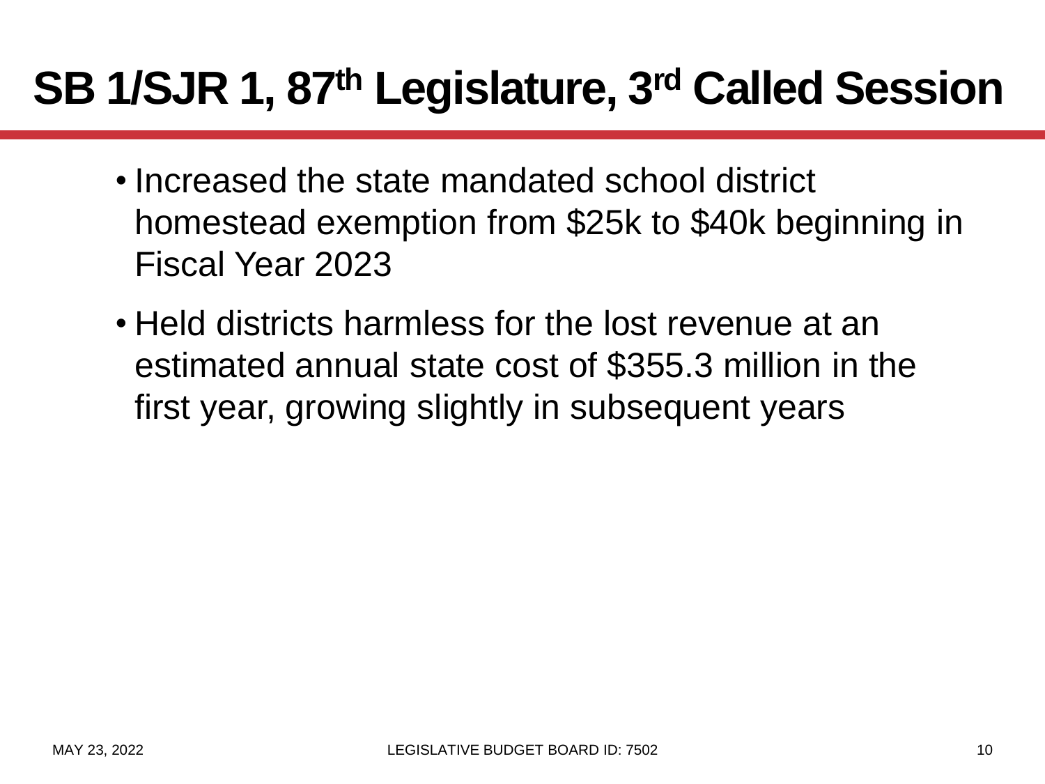# SB 1/SJR 1, 87th Legislature, 3rd Called Session

- Increased the state mandated school district homestead exemption from \$25k to \$40k beginning in Fiscal Year 2023
- Held districts harmless for the lost revenue at an estimated annual state cost of \$355.3 million in the first year, growing slightly in subsequent years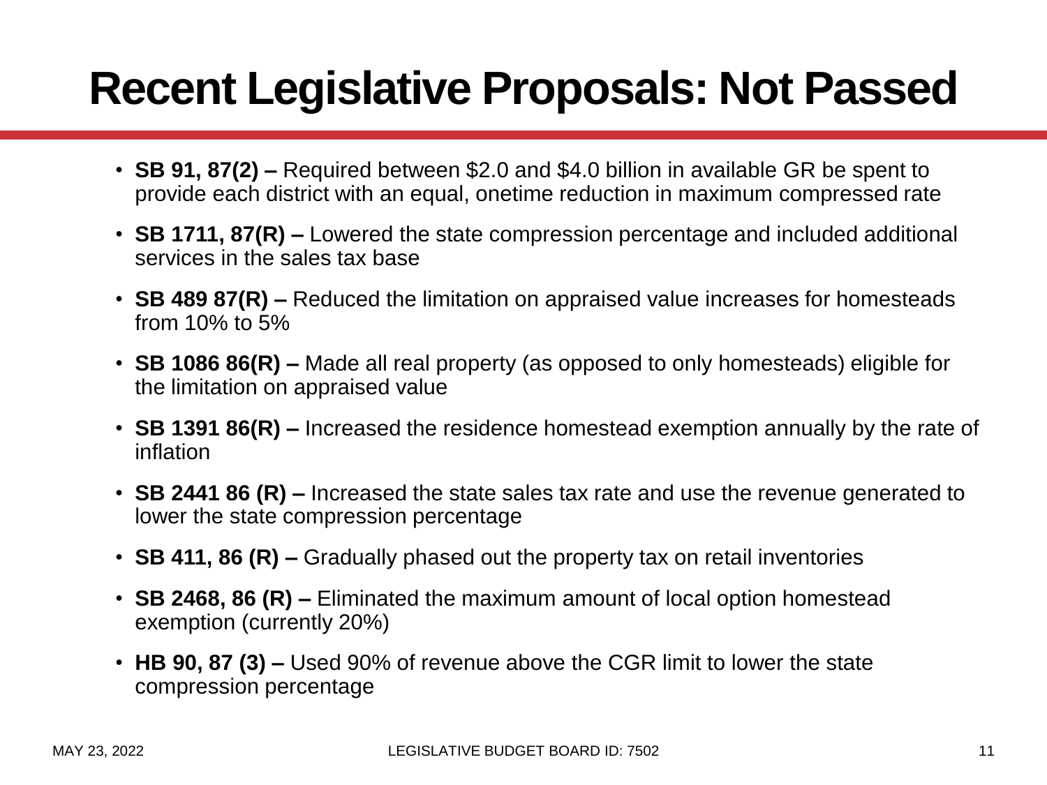# Recent Legislative Proposals: Not Passed

- **SB 91, 87(2) –** Required between $2.0 and $4.0 billion in available GR be spent to provide each district with an equal, onetime reduction in maximum compressed rate
- **SB 1711, 87(R) –** Lowered the state compression percentage and included additional services in the sales tax base
- **SB 489 87(R) –** Reduced the limitation on appraised value increases for homesteads from 10% to 5%
- **SB 1086 86(R) –** Made all real property (as opposed to only homesteads) eligible for the limitation on appraised value
- **SB 1391 86(R) –** Increased the residence homestead exemption annually by the rate of inflation
- **SB 2441 86 (R) –** Increased the state sales tax rate and use the revenue generated to lower the state compression percentage
- **SB 411, 86 (R) –** Gradually phased out the property tax on retail inventories
- **SB 2468, 86 (R) –** Eliminated the maximum amount of local option homestead exemption (currently 20%)
- **HB 90, 87 (3) –** Used 90% of revenue above the CGR limit to lower the state compression percentage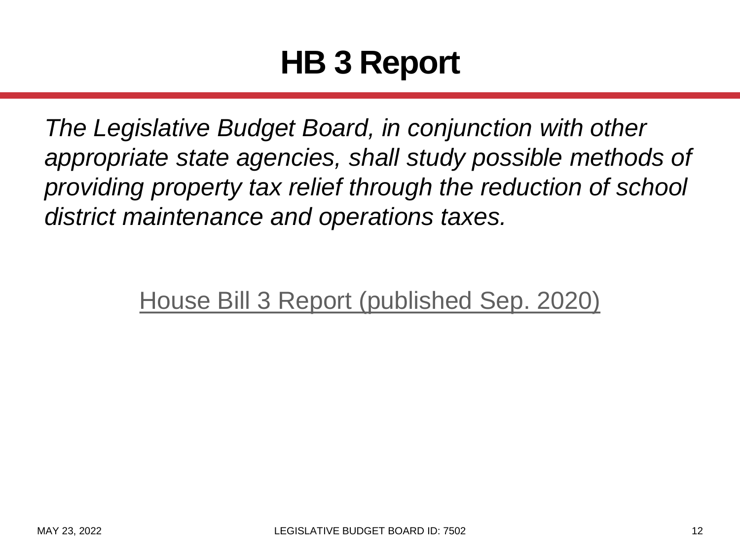# HB 3 Report

*The Legislative Budget Board, in conjunction with other appropriate state agencies, shall study possible methods of providing property tax relief through the reduction of school district maintenance and operations taxes.*

House Bill 3 Report (published Sep. 2020)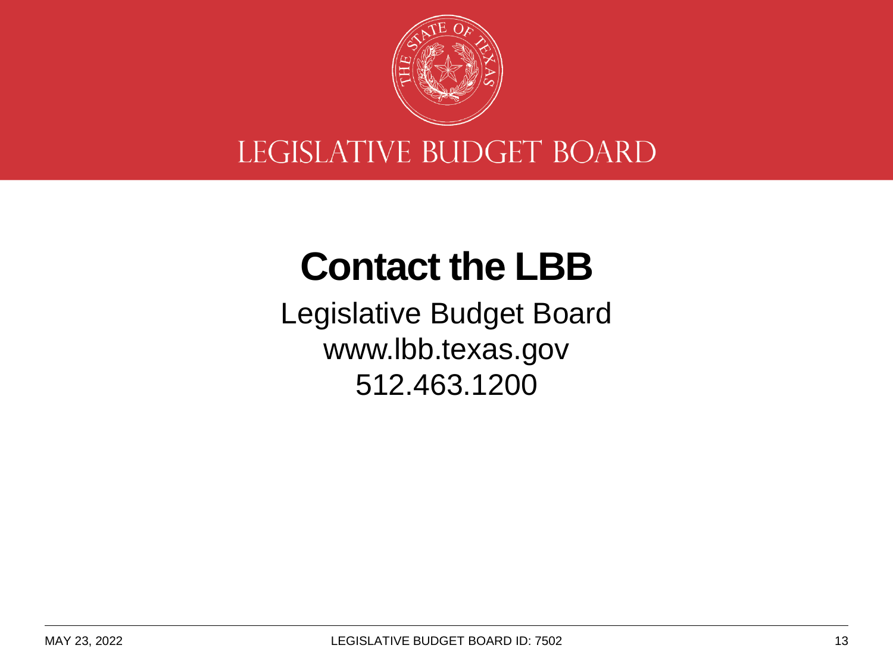LEGISLATIVE BUDGET BOARD

# Contact the LBB

Legislative Budget Board
www.lbb.texas.gov
512.463.1200